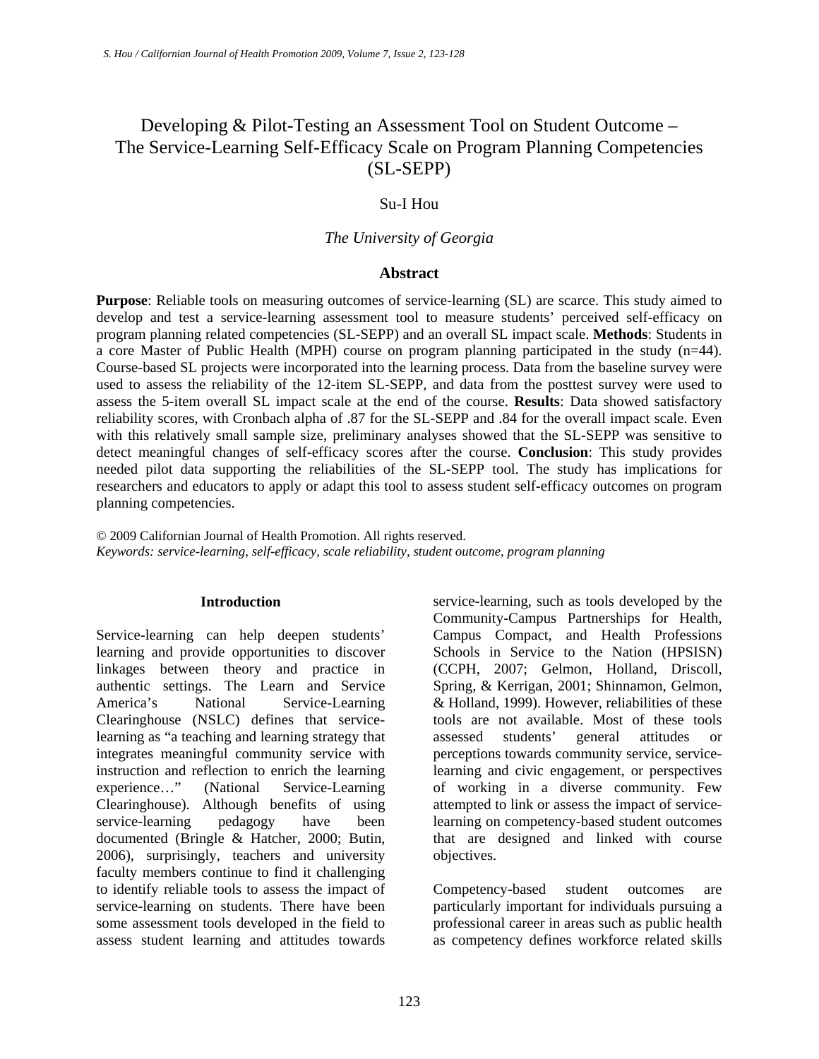# Developing & Pilot-Testing an Assessment Tool on Student Outcome – The Service-Learning Self-Efficacy Scale on Program Planning Competencies (SL-SEPP)

Su-I Hou

*The University of Georgia*

## Abstract

**Purpose**: Reliable tools on measuring outcomes of service-learning (SL) are scarce. This study aimed to develop and test a service-learning assessment tool to measure students' perceived self-efficacy on program planning related competencies (SL-SEPP) and an overall SL impact scale. **Methods**: Students in a core Master of Public Health (MPH) course on program planning participated in the study (n=44). Course-based SL projects were incorporated into the learning process. Data from the baseline survey were used to assess the reliability of the 12-item SL-SEPP, and data from the posttest survey were used to assess the 5-item overall SL impact scale at the end of the course. **Results**: Data showed satisfactory reliability scores, with Cronbach alpha of .87 for the SL-SEPP and .84 for the overall impact scale. Even with this relatively small sample size, preliminary analyses showed that the SL-SEPP was sensitive to detect meaningful changes of self-efficacy scores after the course. **Conclusion**: This study provides needed pilot data supporting the reliabilities of the SL-SEPP tool. The study has implications for researchers and educators to apply or adapt this tool to assess student self-efficacy outcomes on program planning competencies.

© 2009 Californian Journal of Health Promotion. All rights reserved.
*Keywords: service-learning, self-efficacy, scale reliability, student outcome, program planning*

## Introduction

Service-learning can help deepen students' learning and provide opportunities to discover linkages between theory and practice in authentic settings. The Learn and Service America's National Service-Learning Clearinghouse (NSLC) defines that service-learning as "a teaching and learning strategy that integrates meaningful community service with instruction and reflection to enrich the learning experience…" (National Service-Learning Clearinghouse). Although benefits of using service-learning pedagogy have been documented (Bringle & Hatcher, 2000; Butin, 2006), surprisingly, teachers and university faculty members continue to find it challenging to identify reliable tools to assess the impact of service-learning on students. There have been some assessment tools developed in the field to assess student learning and attitudes towards service-learning, such as tools developed by the Community-Campus Partnerships for Health, Campus Compact, and Health Professions Schools in Service to the Nation (HPSISN) (CCPH, 2007; Gelmon, Holland, Driscoll, Spring, & Kerrigan, 2001; Shinnamon, Gelmon, & Holland, 1999). However, reliabilities of these tools are not available. Most of these tools assessed students' general attitudes or perceptions towards community service, service-learning and civic engagement, or perspectives of working in a diverse community. Few attempted to link or assess the impact of service-learning on competency-based student outcomes that are designed and linked with course objectives.

Competency-based student outcomes are particularly important for individuals pursuing a professional career in areas such as public health as competency defines workforce related skills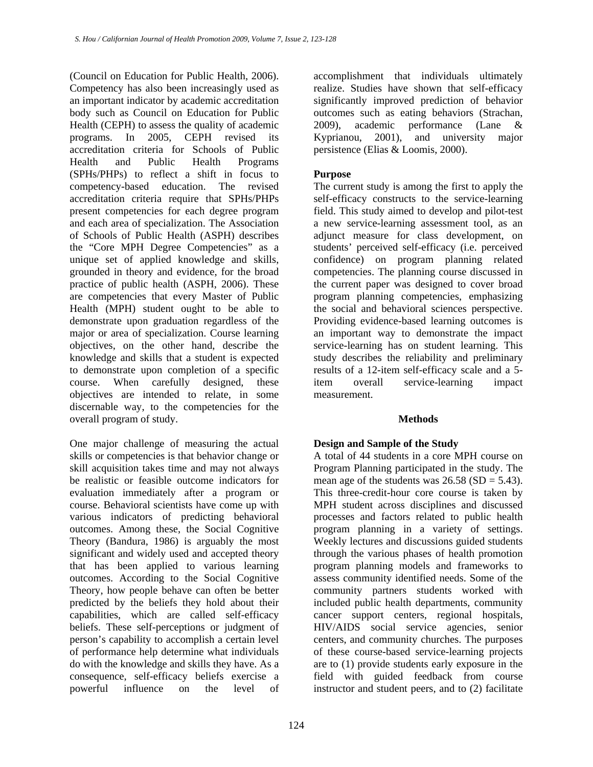(Council on Education for Public Health, 2006). Competency has also been increasingly used as an important indicator by academic accreditation body such as Council on Education for Public Health (CEPH) to assess the quality of academic programs. In 2005, CEPH revised its accreditation criteria for Schools of Public Health and Public Health Programs (SPHs/PHPs) to reflect a shift in focus to competency-based education. The revised accreditation criteria require that SPHs/PHPs present competencies for each degree program and each area of specialization. The Association of Schools of Public Health (ASPH) describes the "Core MPH Degree Competencies" as a unique set of applied knowledge and skills, grounded in theory and evidence, for the broad practice of public health (ASPH, 2006). These are competencies that every Master of Public Health (MPH) student ought to be able to demonstrate upon graduation regardless of the major or area of specialization. Course learning objectives, on the other hand, describe the knowledge and skills that a student is expected to demonstrate upon completion of a specific course. When carefully designed, these objectives are intended to relate, in some discernable way, to the competencies for the overall program of study.

One major challenge of measuring the actual skills or competencies is that behavior change or skill acquisition takes time and may not always be realistic or feasible outcome indicators for evaluation immediately after a program or course. Behavioral scientists have come up with various indicators of predicting behavioral outcomes. Among these, the Social Cognitive Theory (Bandura, 1986) is arguably the most significant and widely used and accepted theory that has been applied to various learning outcomes. According to the Social Cognitive Theory, how people behave can often be better predicted by the beliefs they hold about their capabilities, which are called self-efficacy beliefs. These self-perceptions or judgment of person's capability to accomplish a certain level of performance help determine what individuals do with the knowledge and skills they have. As a consequence, self-efficacy beliefs exercise a powerful influence on the level of accomplishment that individuals ultimately realize. Studies have shown that self-efficacy significantly improved prediction of behavior outcomes such as eating behaviors (Strachan, 2009), academic performance (Lane & Kyprianou, 2001), and university major persistence (Elias & Loomis, 2000).

### Purpose

The current study is among the first to apply the self-efficacy constructs to the service-learning field. This study aimed to develop and pilot-test a new service-learning assessment tool, as an adjunct measure for class development, on students' perceived self-efficacy (i.e. perceived confidence) on program planning related competencies. The planning course discussed in the current paper was designed to cover broad program planning competencies, emphasizing the social and behavioral sciences perspective. Providing evidence-based learning outcomes is an important way to demonstrate the impact service-learning has on student learning. This study describes the reliability and preliminary results of a 12-item self-efficacy scale and a 5-item overall service-learning impact measurement.

## Methods

### Design and Sample of the Study

A total of 44 students in a core MPH course on Program Planning participated in the study. The mean age of the students was 26.58 (SD = 5.43). This three-credit-hour core course is taken by MPH student across disciplines and discussed processes and factors related to public health program planning in a variety of settings. Weekly lectures and discussions guided students through the various phases of health promotion program planning models and frameworks to assess community identified needs. Some of the community partners students worked with included public health departments, community cancer support centers, regional hospitals, HIV/AIDS social service agencies, senior centers, and community churches. The purposes of these course-based service-learning projects are to (1) provide students early exposure in the field with guided feedback from course instructor and student peers, and to (2) facilitate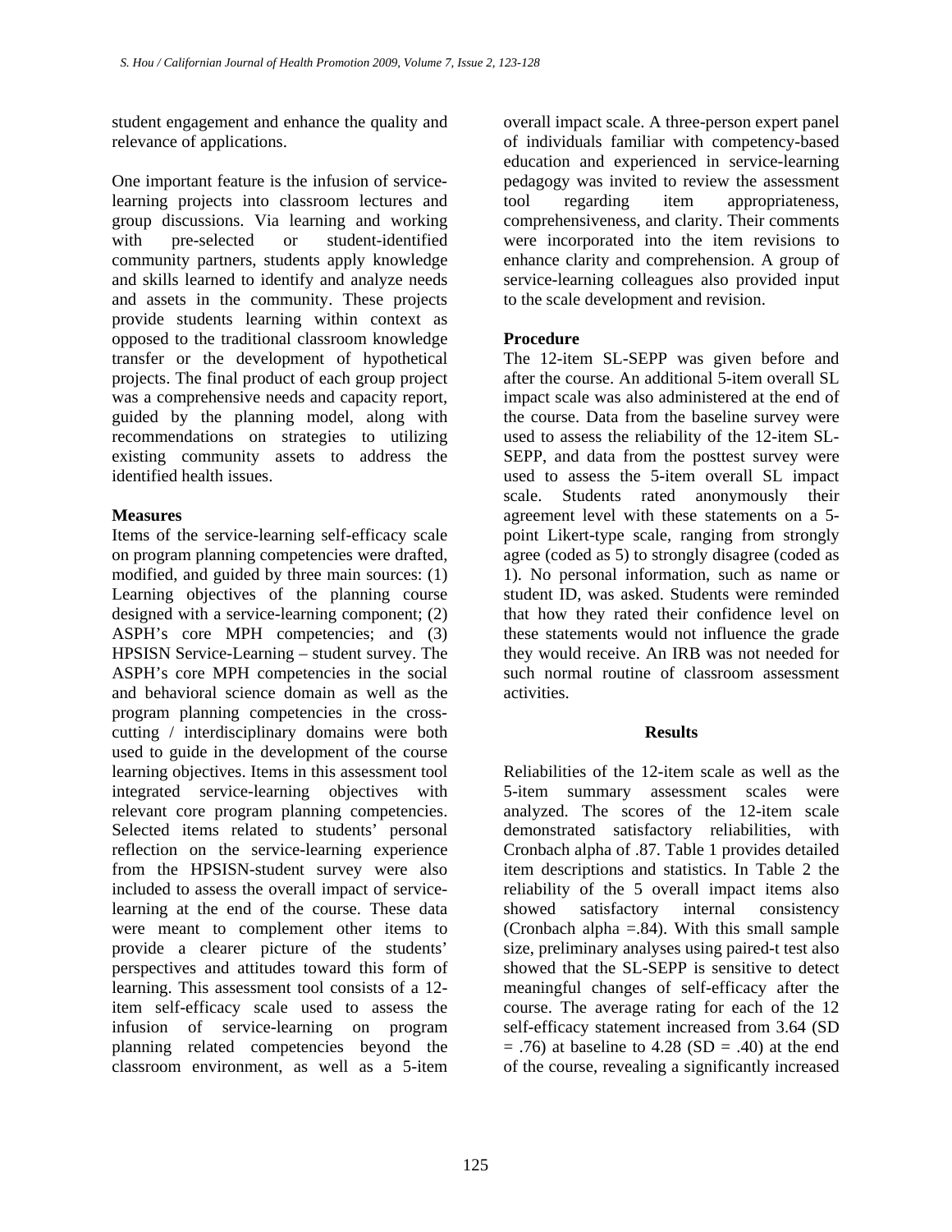student engagement and enhance the quality and relevance of applications.

One important feature is the infusion of service-learning projects into classroom lectures and group discussions. Via learning and working with pre-selected or student-identified community partners, students apply knowledge and skills learned to identify and analyze needs and assets in the community. These projects provide students learning within context as opposed to the traditional classroom knowledge transfer or the development of hypothetical projects. The final product of each group project was a comprehensive needs and capacity report, guided by the planning model, along with recommendations on strategies to utilizing existing community assets to address the identified health issues.

**Measures**

Items of the service-learning self-efficacy scale on program planning competencies were drafted, modified, and guided by three main sources: (1) Learning objectives of the planning course designed with a service-learning component; (2) ASPH's core MPH competencies; and (3) HPSISN Service-Learning – student survey. The ASPH's core MPH competencies in the social and behavioral science domain as well as the program planning competencies in the cross-cutting / interdisciplinary domains were both used to guide in the development of the course learning objectives. Items in this assessment tool integrated service-learning objectives with relevant core program planning competencies. Selected items related to students' personal reflection on the service-learning experience from the HPSISN-student survey were also included to assess the overall impact of service-learning at the end of the course. These data were meant to complement other items to provide a clearer picture of the students' perspectives and attitudes toward this form of learning. This assessment tool consists of a 12-item self-efficacy scale used to assess the infusion of service-learning on program planning related competencies beyond the classroom environment, as well as a 5-item overall impact scale. A three-person expert panel of individuals familiar with competency-based education and experienced in service-learning pedagogy was invited to review the assessment tool regarding item appropriateness, comprehensiveness, and clarity. Their comments were incorporated into the item revisions to enhance clarity and comprehension. A group of service-learning colleagues also provided input to the scale development and revision.

**Procedure**

The 12-item SL-SEPP was given before and after the course. An additional 5-item overall SL impact scale was also administered at the end of the course. Data from the baseline survey were used to assess the reliability of the 12-item SL-SEPP, and data from the posttest survey were used to assess the 5-item overall SL impact scale. Students rated anonymously their agreement level with these statements on a 5-point Likert-type scale, ranging from strongly agree (coded as 5) to strongly disagree (coded as 1). No personal information, such as name or student ID, was asked. Students were reminded that how they rated their confidence level on these statements would not influence the grade they would receive. An IRB was not needed for such normal routine of classroom assessment activities.

## Results

Reliabilities of the 12-item scale as well as the 5-item summary assessment scales were analyzed. The scores of the 12-item scale demonstrated satisfactory reliabilities, with Cronbach alpha of .87. Table 1 provides detailed item descriptions and statistics. In Table 2 the reliability of the 5 overall impact items also showed satisfactory internal consistency (Cronbach alpha =.84). With this small sample size, preliminary analyses using paired-t test also showed that the SL-SEPP is sensitive to detect meaningful changes of self-efficacy after the course. The average rating for each of the 12 self-efficacy statement increased from 3.64 (SD = .76) at baseline to 4.28 (SD = .40) at the end of the course, revealing a significantly increased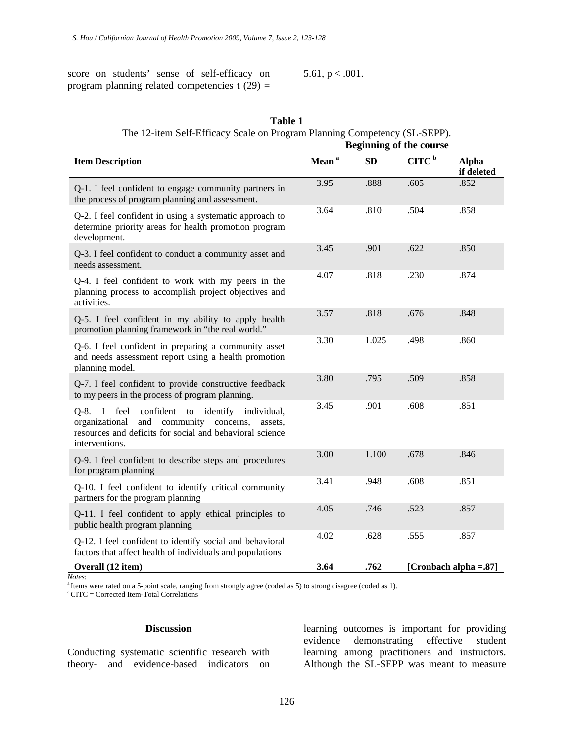score on students' sense of self-efficacy on program planning related competencies $t(29) = 5.61$, $p < .001$.

**Table 1**
The 12-item Self-Efficacy Scale on Program Planning Competency (SL-SEPP).

| | Beginning of the course | | | |
|---|---|---|---|---|
| **Item Description** | **Mean [a]** | **SD** | **CITC [b]** | **Alpha if deleted** |
| Q-1. I feel confident to engage community partners in the process of program planning and assessment. | 3.95 | .888 | .605 | .852 |
| Q-2. I feel confident in using a systematic approach to determine priority areas for health promotion program development. | 3.64 | .810 | .504 | .858 |
| Q-3. I feel confident to conduct a community asset and needs assessment. | 3.45 | .901 | .622 | .850 |
| Q-4. I feel confident to work with my peers in the planning process to accomplish project objectives and activities. | 4.07 | .818 | .230 | .874 |
| Q-5. I feel confident in my ability to apply health promotion planning framework in "the real world." | 3.57 | .818 | .676 | .848 |
| Q-6. I feel confident in preparing a community asset and needs assessment report using a health promotion planning model. | 3.30 | 1.025 | .498 | .860 |
| Q-7. I feel confident to provide constructive feedback to my peers in the process of program planning. | 3.80 | .795 | .509 | .858 |
| Q-8. I feel confident to identify individual, organizational and community concerns, assets, resources and deficits for social and behavioral science interventions. | 3.45 | .901 | .608 | .851 |
| Q-9. I feel confident to describe steps and procedures for program planning | 3.00 | 1.100 | .678 | .846 |
| Q-10. I feel confident to identify critical community partners for the program planning | 3.41 | .948 | .608 | .851 |
| Q-11. I feel confident to apply ethical principles to public health program planning | 4.05 | .746 | .523 | .857 |
| Q-12. I feel confident to identify social and behavioral factors that affect health of individuals and populations | 4.02 | .628 | .555 | .857 |
| **Overall (12 item)** | **3.64** | **.762** | **[Cronbach alpha =.87]** | |

*Notes*:
[a] Items were rated on a 5-point scale, ranging from strongly agree (coded as 5) to strong disagree (coded as 1).
[a] CITC = Corrected Item-Total Correlations

## Discussion

Conducting systematic scientific research with theory- and evidence-based indicators on learning outcomes is important for providing evidence demonstrating effective student learning among practitioners and instructors. Although the SL-SEPP was meant to measure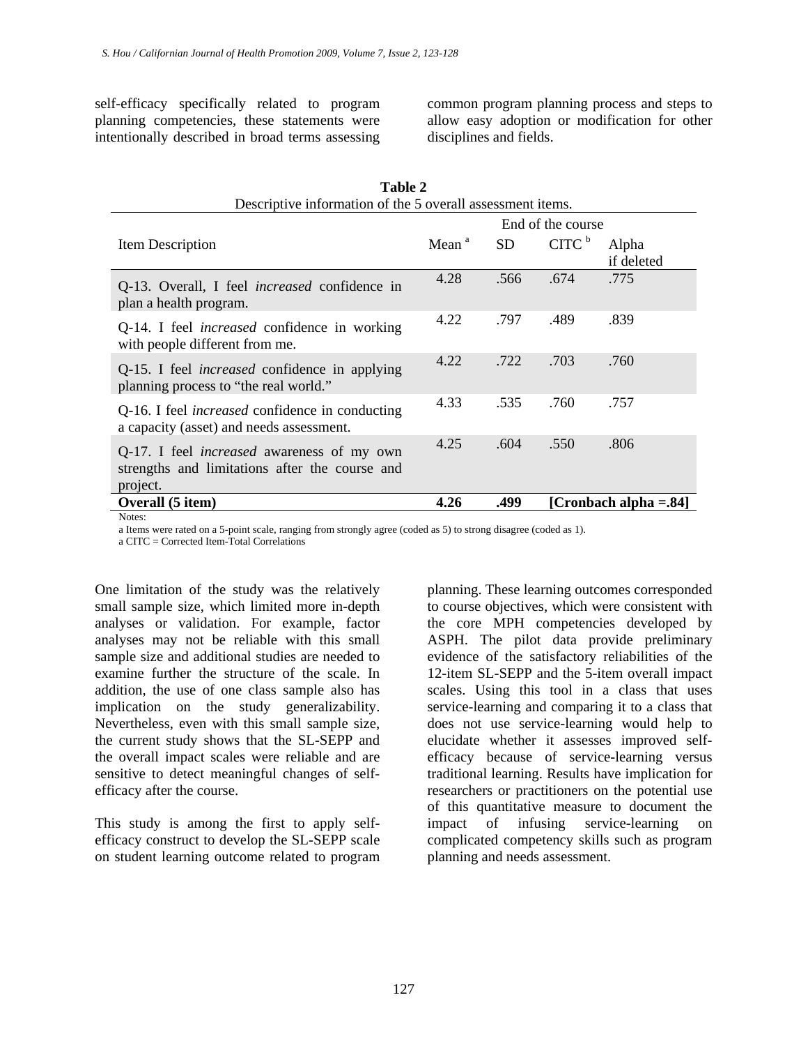self-efficacy specifically related to program planning competencies, these statements were intentionally described in broad terms assessing common program planning process and steps to allow easy adoption or modification for other disciplines and fields.

**Table 2**
Descriptive information of the 5 overall assessment items.

| Item Description | End of the course | | | |
|---|---|---|---|---|
| | Mean [a] | SD | CITC [b] | Alpha if deleted |
| Q-13. Overall, I feel *increased* confidence in plan a health program. | 4.28 | .566 | .674 | .775 |
| Q-14. I feel *increased* confidence in working with people different from me. | 4.22 | .797 | .489 | .839 |
| Q-15. I feel *increased* confidence in applying planning process to "the real world." | 4.22 | .722 | .703 | .760 |
| Q-16. I feel *increased* confidence in conducting a capacity (asset) and needs assessment. | 4.33 | .535 | .760 | .757 |
| Q-17. I feel *increased* awareness of my own strengths and limitations after the course and project. | 4.25 | .604 | .550 | .806 |
| **Overall (5 item)** | **4.26** | **.499** | **[Cronbach alpha =.84]** | |

Notes:
a Items were rated on a 5-point scale, ranging from strongly agree (coded as 5) to strong disagree (coded as 1).
a CITC = Corrected Item-Total Correlations

One limitation of the study was the relatively small sample size, which limited more in-depth analyses or validation. For example, factor analyses may not be reliable with this small sample size and additional studies are needed to examine further the structure of the scale. In addition, the use of one class sample also has implication on the study generalizability. Nevertheless, even with this small sample size, the current study shows that the SL-SEPP and the overall impact scales were reliable and are sensitive to detect meaningful changes of self-efficacy after the course.

This study is among the first to apply self-efficacy construct to develop the SL-SEPP scale on student learning outcome related to program planning. These learning outcomes corresponded to course objectives, which were consistent with the core MPH competencies developed by ASPH. The pilot data provide preliminary evidence of the satisfactory reliabilities of the 12-item SL-SEPP and the 5-item overall impact scales. Using this tool in a class that uses service-learning and comparing it to a class that does not use service-learning would help to elucidate whether it assesses improved self-efficacy because of service-learning versus traditional learning. Results have implication for researchers or practitioners on the potential use of this quantitative measure to document the impact of infusing service-learning on complicated competency skills such as program planning and needs assessment.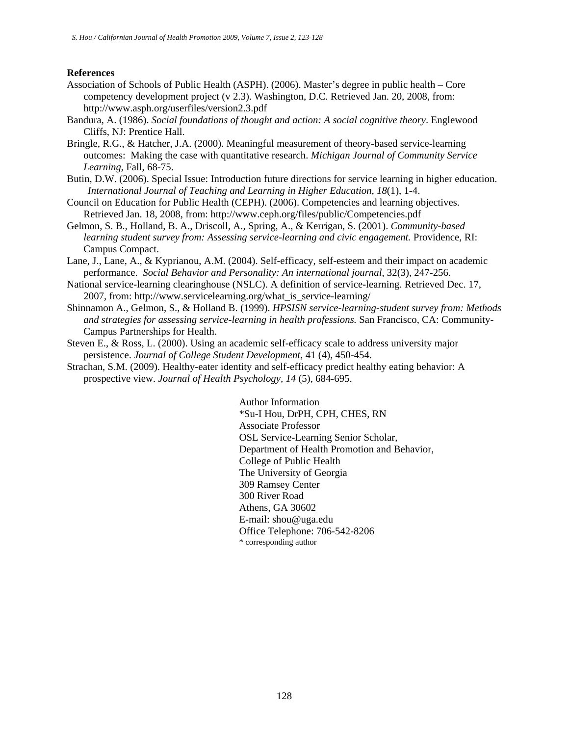**References**

Association of Schools of Public Health (ASPH). (2006). Master's degree in public health – Core competency development project (v 2.3). Washington, D.C. Retrieved Jan. 20, 2008, from: http://www.asph.org/userfiles/version2.3.pdf

Bandura, A. (1986). *Social foundations of thought and action: A social cognitive theory*. Englewood Cliffs, NJ: Prentice Hall.

Bringle, R.G., & Hatcher, J.A. (2000). Meaningful measurement of theory-based service-learning outcomes: Making the case with quantitative research. *Michigan Journal of Community Service Learning*, Fall, 68-75.

Butin, D.W. (2006). Special Issue: Introduction future directions for service learning in higher education. *International Journal of Teaching and Learning in Higher Education, 18*(1), 1-4.

Council on Education for Public Health (CEPH). (2006). Competencies and learning objectives. Retrieved Jan. 18, 2008, from: http://www.ceph.org/files/public/Competencies.pdf

Gelmon, S. B., Holland, B. A., Driscoll, A., Spring, A., & Kerrigan, S. (2001). *Community-based learning student survey from: Assessing service-learning and civic engagement.* Providence, RI: Campus Compact.

Lane, J., Lane, A., & Kyprianou, A.M. (2004). Self-efficacy, self-esteem and their impact on academic performance. *Social Behavior and Personality: An international journal*, 32(3), 247-256.

National service-learning clearinghouse (NSLC). A definition of service-learning. Retrieved Dec. 17, 2007, from: http://www.servicelearning.org/what_is_service-learning/

Shinnamon A., Gelmon, S., & Holland B. (1999). *HPSISN service-learning-student survey from: Methods and strategies for assessing service-learning in health professions.* San Francisco, CA: Community-Campus Partnerships for Health.

Steven E., & Ross, L. (2000). Using an academic self-efficacy scale to address university major persistence. *Journal of College Student Development*, 41 (4), 450-454.

Strachan, S.M. (2009). Healthy-eater identity and self-efficacy predict healthy eating behavior: A prospective view. *Journal of Health Psychology, 14* (5), 684-695.

Author Information

*Su-I Hou, DrPH, CPH, CHES, RN
Associate Professor
OSL Service-Learning Senior Scholar,
Department of Health Promotion and Behavior,
College of Public Health
The University of Georgia
309 Ramsey Center
300 River Road
Athens, GA 30602
E-mail: shou@uga.edu
Office Telephone: 706-542-8206
* corresponding author